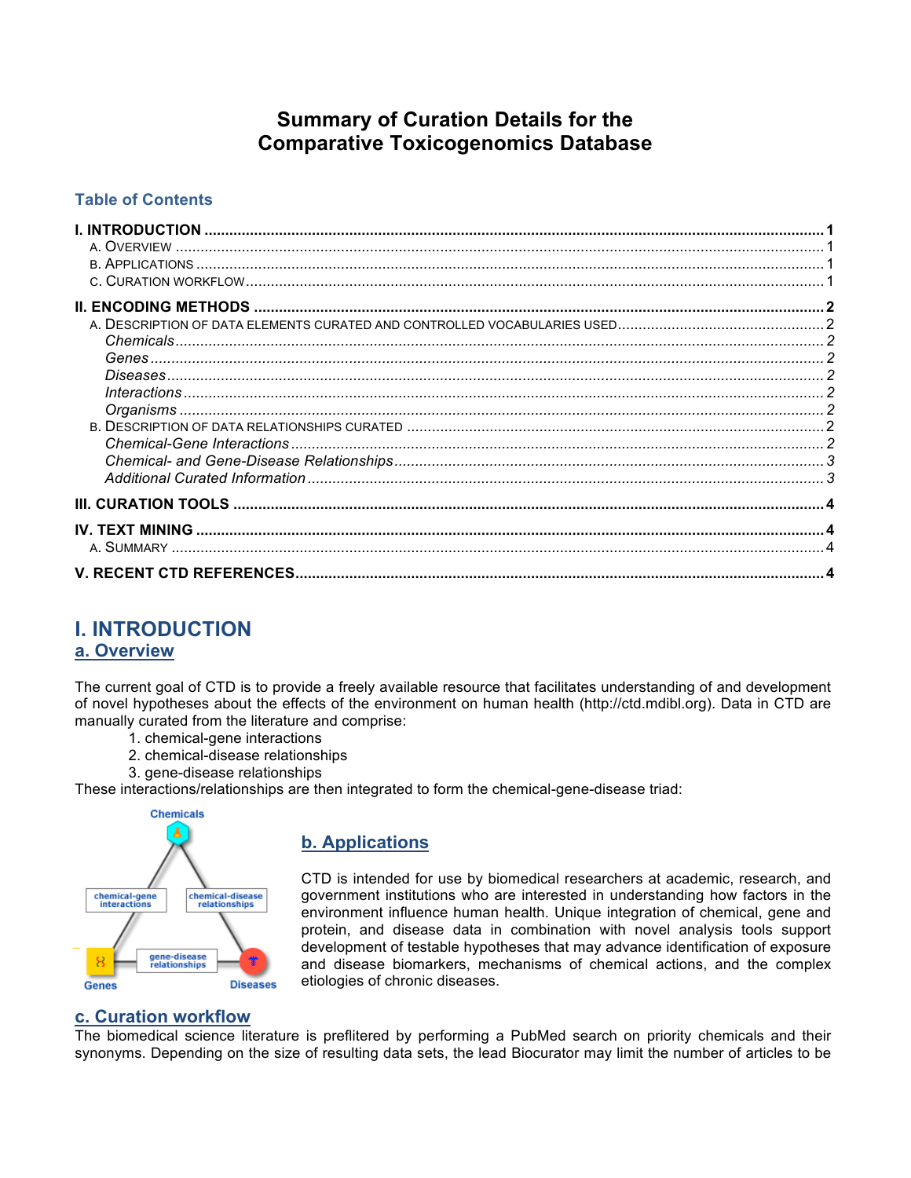# Summary of Curation Details for the Comparative Toxicogenomics Database

## Table of Contents

**I. INTRODUCTION** .......... **1**
- A. OVERVIEW .......... 1
- B. APPLICATIONS .......... 1
- C. CURATION WORKFLOW .......... 1

**II. ENCODING METHODS** .......... **2**
- A. DESCRIPTION OF DATA ELEMENTS CURATED AND CONTROLLED VOCABULARIES USED .......... 2
  - *Chemicals* .......... *2*
  - *Genes* .......... *2*
  - *Diseases* .......... *2*
  - *Interactions* .......... *2*
  - *Organisms* .......... *2*
- B. DESCRIPTION OF DATA RELATIONSHIPS CURATED .......... 2
  - *Chemical-Gene Interactions* .......... *2*
  - *Chemical- and Gene-Disease Relationships* .......... *3*
  - *Additional Curated Information* .......... *3*

**III. CURATION TOOLS** .......... **4**

**IV. TEXT MINING** .......... **4**
- A. SUMMARY .......... 4

**V. RECENT CTD REFERENCES** .......... **4**

# I. INTRODUCTION

## a. Overview

The current goal of CTD is to provide a freely available resource that facilitates understanding of and development of novel hypotheses about the effects of the environment on human health (http://ctd.mdibl.org). Data in CTD are manually curated from the literature and comprise:

1. chemical-gene interactions
2. chemical-disease relationships
3. gene-disease relationships

These interactions/relationships are then integrated to form the chemical-gene-disease triad:

Chemicals

chemical-gene interactions

chemical-disease relationships

gene-disease relationships

Genes

Diseases

## b. Applications

CTD is intended for use by biomedical researchers at academic, research, and government institutions who are interested in understanding how factors in the environment influence human health. Unique integration of chemical, gene and protein, and disease data in combination with novel analysis tools support development of testable hypotheses that may advance identification of exposure and disease biomarkers, mechanisms of chemical actions, and the complex etiologies of chronic diseases.

## c. Curation workflow

The biomedical science literature is prefiltered by performing a PubMed search on priority chemicals and their synonyms. Depending on the size of resulting data sets, the lead Biocurator may limit the number of articles to be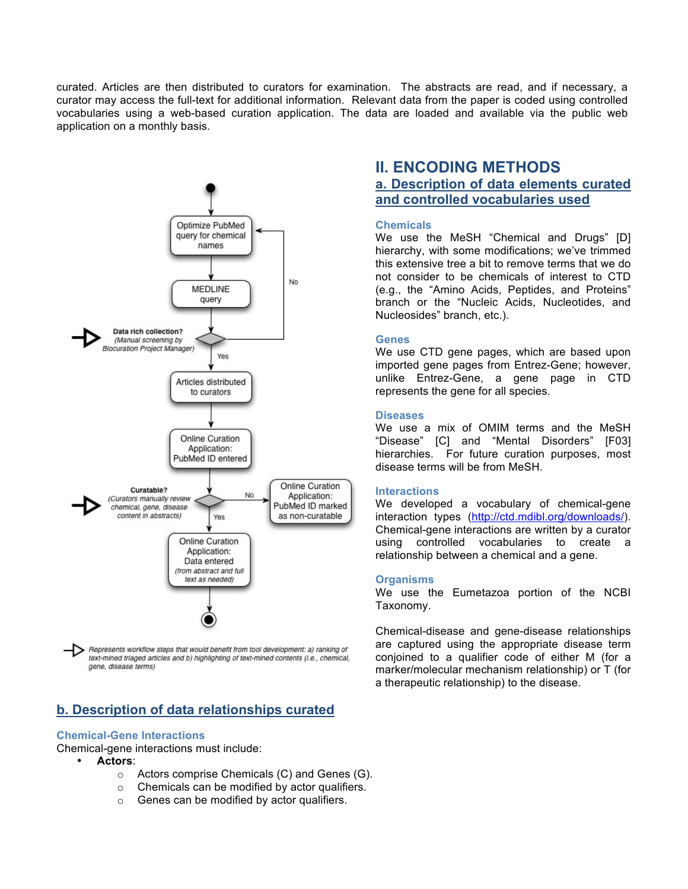curated. Articles are then distributed to curators for examination. The abstracts are read, and if necessary, a curator may access the full-text for additional information. Relevant data from the paper is coded using controlled vocabularies using a web-based curation application. The data are loaded and available via the public web application on a monthly basis.

Optimize PubMed query for chemical names

MEDLINE query

Data rich collection? (Manual screening by Biocuration Project Manager)

No

Yes

Articles distributed to curators

Online Curation Application: PubMed ID entered

Curatable? (Curators manually review chemical, gene, disease content in abstracts)

No

Online Curation Application: PubMed ID marked as non-curatable

Yes

Online Curation Application: Data entered (from abstract and full text as needed)

*Represents workflow steps that would benefit from tool development: a) ranking of text-mined triaged articles and b) highlighting of text-mined contents (i.e., chemical, gene, disease terms)*

# II. ENCODING METHODS

## a. Description of data elements curated and controlled vocabularies used

### Chemicals

We use the MeSH "Chemical and Drugs" [D] hierarchy, with some modifications; we've trimmed this extensive tree a bit to remove terms that we do not consider to be chemicals of interest to CTD (e.g., the "Amino Acids, Peptides, and Proteins" branch or the "Nucleic Acids, Nucleotides, and Nucleosides" branch, etc.).

### Genes

We use CTD gene pages, which are based upon imported gene pages from Entrez-Gene; however, unlike Entrez-Gene, a gene page in CTD represents the gene for all species.

### Diseases

We use a mix of OMIM terms and the MeSH "Disease" [C] and "Mental Disorders" [F03] hierarchies. For future curation purposes, most disease terms will be from MeSH.

### Interactions

We developed a vocabulary of chemical-gene interaction types (http://ctd.mdibl.org/downloads/). Chemical-gene interactions are written by a curator using controlled vocabularies to create a relationship between a chemical and a gene.

### Organisms

We use the Eumetazoa portion of the NCBI Taxonomy.

Chemical-disease and gene-disease relationships are captured using the appropriate disease term conjoined to a qualifier code of either M (for a marker/molecular mechanism relationship) or T (for a therapeutic relationship) to the disease.

## b. Description of data relationships curated

### Chemical-Gene Interactions

Chemical-gene interactions must include:

- **Actors**:
  - Actors comprise Chemicals (C) and Genes (G).
  - Chemicals can be modified by actor qualifiers.
  - Genes can be modified by actor qualifiers.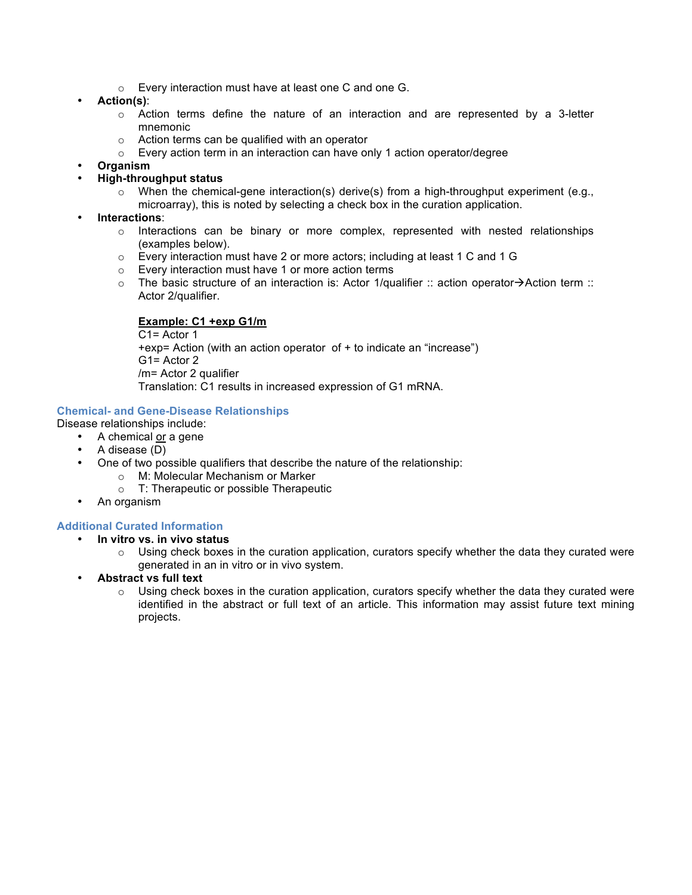- Every interaction must have at least one C and one G.
- **Action(s)**:
  - Action terms define the nature of an interaction and are represented by a 3-letter mnemonic
  - Action terms can be qualified with an operator
  - Every action term in an interaction can have only 1 action operator/degree
- **Organism**
- **High-throughput status**
  - When the chemical-gene interaction(s) derive(s) from a high-throughput experiment (e.g., microarray), this is noted by selecting a check box in the curation application.
- **Interactions**:
  - Interactions can be binary or more complex, represented with nested relationships (examples below).
  - Every interaction must have 2 or more actors; including at least 1 C and 1 G
  - Every interaction must have 1 or more action terms
  - The basic structure of an interaction is: Actor 1/qualifier :: action operator→Action term :: Actor 2/qualifier.

    **Example: C1 +exp G1/m**
    C1= Actor 1
    +exp= Action (with an action operator of + to indicate an "increase")
    G1= Actor 2
    /m= Actor 2 qualifier
    Translation: C1 results in increased expression of G1 mRNA.

### Chemical- and Gene-Disease Relationships

Disease relationships include:

- A chemical or a gene
- A disease (D)
- One of two possible qualifiers that describe the nature of the relationship:
  - M: Molecular Mechanism or Marker
  - T: Therapeutic or possible Therapeutic
- An organism

### Additional Curated Information

- **In vitro vs. in vivo status**
  - Using check boxes in the curation application, curators specify whether the data they curated were generated in an in vitro or in vivo system.
- **Abstract vs full text**
  - Using check boxes in the curation application, curators specify whether the data they curated were identified in the abstract or full text of an article. This information may assist future text mining projects.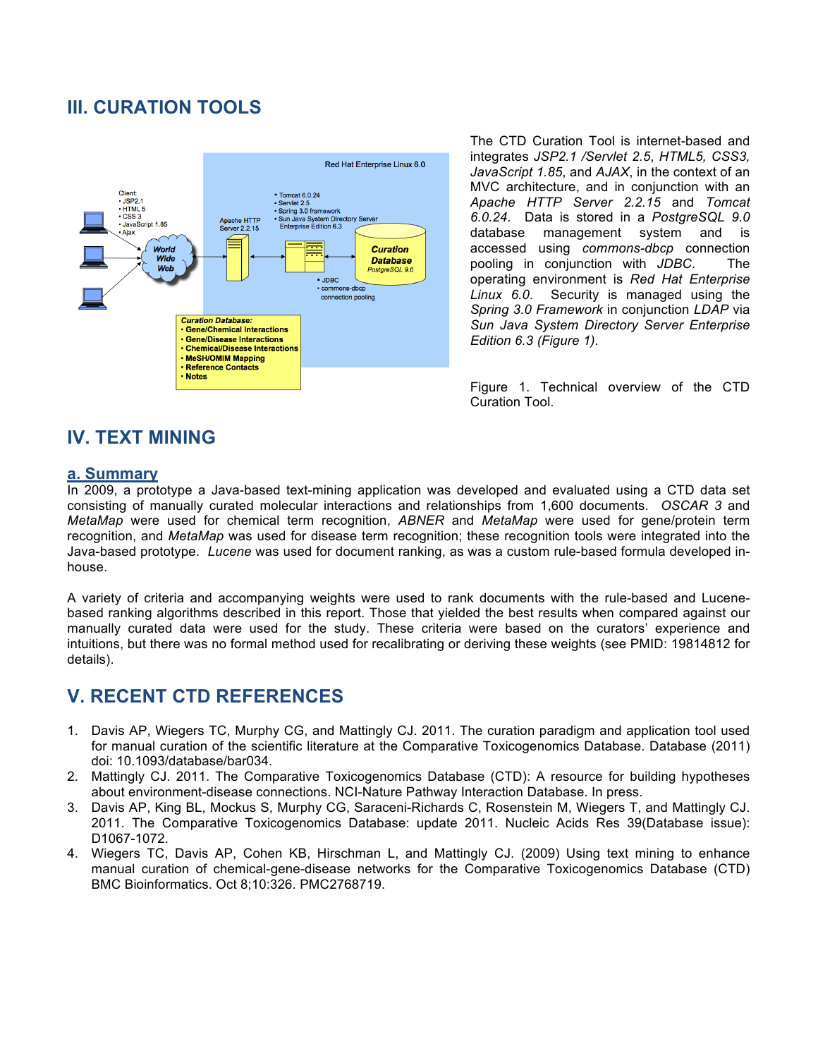## III. CURATION TOOLS

Red Hat Enterprise Linux 6.0

Client:
- JSP2.1
- HTML 5
- CSS 3
- JavaScript 1.85
- Ajax

World Wide Web

Apache HTTP Server 2.2.15

- Tomcat 6.0.24
- Servlet 2.5
- Spring 3.0 framework
- Sun Java System Directory Server Enterprise Edition 6.3

Curation Database PostgreSQL 9.0

- JDBC
- commons-dbcp connection pooling

Curation Database:
- Gene/Chemical Interactions
- Gene/Disease Interactions
- Chemical/Disease Interactions
- MeSH/OMIM Mapping
- Reference Contacts
- Notes

The CTD Curation Tool is internet-based and integrates *JSP2.1 /Servlet 2.5*, *HTML5, CSS3, JavaScript 1.85*, and *AJAX*, in the context of an MVC architecture, and in conjunction with an *Apache HTTP Server 2.2.15* and *Tomcat 6.0.24*. Data is stored in a *PostgreSQL 9.0* database management system and is accessed using *commons-dbcp* connection pooling in conjunction with *JDBC*. The operating environment is *Red Hat Enterprise Linux 6.0*. Security is managed using the *Spring 3.0 Framework* in conjunction *LDAP* via *Sun Java System Directory Server Enterprise Edition 6.3 (Figure 1)*.

Figure 1. Technical overview of the CTD Curation Tool.

## IV. TEXT MINING

### a. Summary

In 2009, a prototype a Java-based text-mining application was developed and evaluated using a CTD data set consisting of manually curated molecular interactions and relationships from 1,600 documents. *OSCAR 3* and *MetaMap* were used for chemical term recognition, *ABNER* and *MetaMap* were used for gene/protein term recognition, and *MetaMap* was used for disease term recognition; these recognition tools were integrated into the Java-based prototype. *Lucene* was used for document ranking, as was a custom rule-based formula developed in-house.

A variety of criteria and accompanying weights were used to rank documents with the rule-based and Lucene-based ranking algorithms described in this report. Those that yielded the best results when compared against our manually curated data were used for the study. These criteria were based on the curators' experience and intuitions, but there was no formal method used for recalibrating or deriving these weights (see PMID: 19814812 for details).

## V. RECENT CTD REFERENCES

1. Davis AP, Wiegers TC, Murphy CG, and Mattingly CJ. 2011. The curation paradigm and application tool used for manual curation of the scientific literature at the Comparative Toxicogenomics Database. Database (2011) doi: 10.1093/database/bar034.
2. Mattingly CJ. 2011. The Comparative Toxicogenomics Database (CTD): A resource for building hypotheses about environment-disease connections. NCI-Nature Pathway Interaction Database. In press.
3. Davis AP, King BL, Mockus S, Murphy CG, Saraceni-Richards C, Rosenstein M, Wiegers T, and Mattingly CJ. 2011. The Comparative Toxicogenomics Database: update 2011. Nucleic Acids Res 39(Database issue): D1067-1072.
4. Wiegers TC, Davis AP, Cohen KB, Hirschman L, and Mattingly CJ. (2009) Using text mining to enhance manual curation of chemical-gene-disease networks for the Comparative Toxicogenomics Database (CTD) BMC Bioinformatics. Oct 8;10:326. PMC2768719.